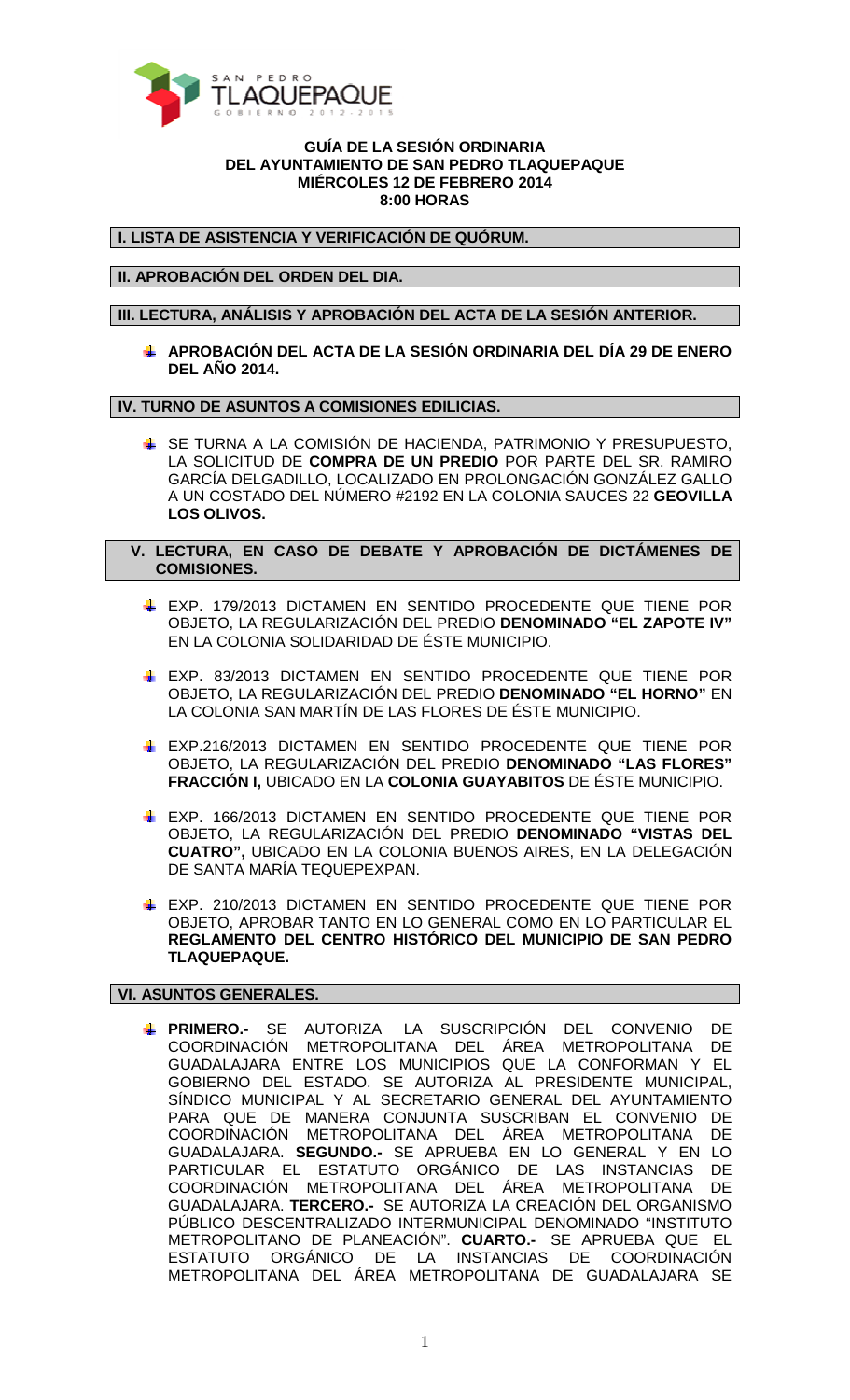**GUÍA DE LA SESIÓN ORDINARIA**
**DEL AYUNTAMIENTO DE SAN PEDRO TLAQUEPAQUE**
**MIÉRCOLES 12 DE FEBRERO 2014**
**8:00 HORAS**

## I. LISTA DE ASISTENCIA Y VERIFICACIÓN DE QUÓRUM.

## II. APROBACIÓN DEL ORDEN DEL DIA.

## III. LECTURA, ANÁLISIS Y APROBACIÓN DEL ACTA DE LA SESIÓN ANTERIOR.

- **APROBACIÓN DEL ACTA DE LA SESIÓN ORDINARIA DEL DÍA 29 DE ENERO DEL AÑO 2014.**

## IV. TURNO DE ASUNTOS A COMISIONES EDILICIAS.

- SE TURNA A LA COMISIÓN DE HACIENDA, PATRIMONIO Y PRESUPUESTO, LA SOLICITUD DE **COMPRA DE UN PREDIO** POR PARTE DEL SR. RAMIRO GARCÍA DELGADILLO, LOCALIZADO EN PROLONGACIÓN GONZÁLEZ GALLO A UN COSTADO DEL NÚMERO #2192 EN LA COLONIA SAUCES 22 **GEOVILLA LOS OLIVOS.**

## V. LECTURA, EN CASO DE DEBATE Y APROBACIÓN DE DICTÁMENES DE COMISIONES.

- EXP. 179/2013 DICTAMEN EN SENTIDO PROCEDENTE QUE TIENE POR OBJETO, LA REGULARIZACIÓN DEL PREDIO **DENOMINADO "EL ZAPOTE IV"** EN LA COLONIA SOLIDARIDAD DE ÉSTE MUNICIPIO.

- EXP. 83/2013 DICTAMEN EN SENTIDO PROCEDENTE QUE TIENE POR OBJETO, LA REGULARIZACIÓN DEL PREDIO **DENOMINADO "EL HORNO"** EN LA COLONIA SAN MARTÍN DE LAS FLORES DE ÉSTE MUNICIPIO.

- EXP.216/2013 DICTAMEN EN SENTIDO PROCEDENTE QUE TIENE POR OBJETO, LA REGULARIZACIÓN DEL PREDIO **DENOMINADO "LAS FLORES" FRACCIÓN I,** UBICADO EN LA **COLONIA GUAYABITOS** DE ÉSTE MUNICIPIO.

- EXP. 166/2013 DICTAMEN EN SENTIDO PROCEDENTE QUE TIENE POR OBJETO, LA REGULARIZACIÓN DEL PREDIO **DENOMINADO "VISTAS DEL CUATRO",** UBICADO EN LA COLONIA BUENOS AIRES, EN LA DELEGACIÓN DE SANTA MARÍA TEQUEPEXPAN.

- EXP. 210/2013 DICTAMEN EN SENTIDO PROCEDENTE QUE TIENE POR OBJETO, APROBAR TANTO EN LO GENERAL COMO EN LO PARTICULAR EL **REGLAMENTO DEL CENTRO HISTÓRICO DEL MUNICIPIO DE SAN PEDRO TLAQUEPAQUE.**

## VI. ASUNTOS GENERALES.

- **PRIMERO.-** SE AUTORIZA LA SUSCRIPCIÓN DEL CONVENIO DE COORDINACIÓN METROPOLITANA DEL ÁREA METROPOLITANA DE GUADALAJARA ENTRE LOS MUNICIPIOS QUE LA CONFORMAN Y EL GOBIERNO DEL ESTADO. SE AUTORIZA AL PRESIDENTE MUNICIPAL, SÍNDICO MUNICIPAL Y AL SECRETARIO GENERAL DEL AYUNTAMIENTO PARA QUE DE MANERA CONJUNTA SUSCRIBAN EL CONVENIO DE COORDINACIÓN METROPOLITANA DEL ÁREA METROPOLITANA DE GUADALAJARA. **SEGUNDO.-** SE APRUEBA EN LO GENERAL Y EN LO PARTICULAR EL ESTATUTO ORGÁNICO DE LAS INSTANCIAS DE COORDINACIÓN METROPOLITANA DEL ÁREA METROPOLITANA DE GUADALAJARA. **TERCERO.-** SE AUTORIZA LA CREACIÓN DEL ORGANISMO PÚBLICO DESCENTRALIZADO INTERMUNICIPAL DENOMINADO "INSTITUTO METROPOLITANO DE PLANEACIÓN". **CUARTO.-** SE APRUEBA QUE EL ESTATUTO ORGÁNICO DE LA INSTANCIAS DE COORDINACIÓN METROPOLITANA DEL ÁREA METROPOLITANA DE GUADALAJARA SE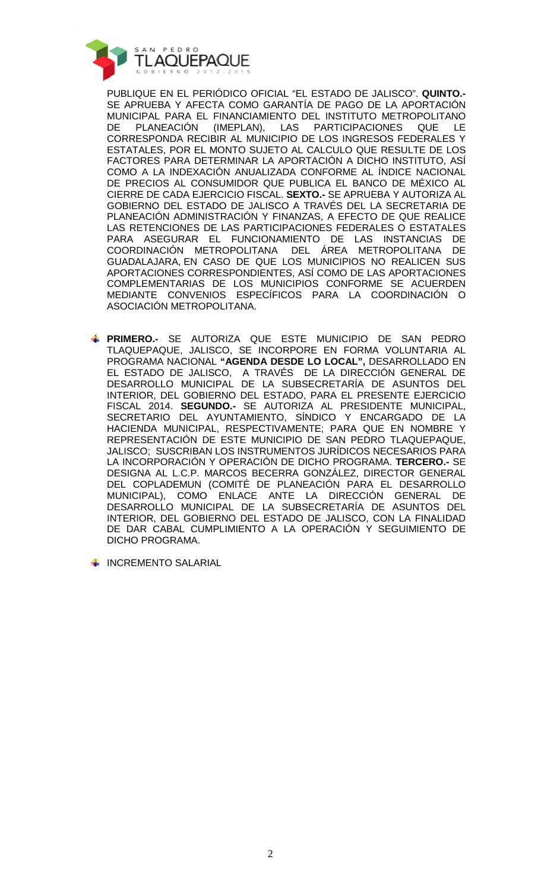PUBLIQUE EN EL PERIÓDICO OFICIAL "EL ESTADO DE JALISCO". **QUINTO.-** SE APRUEBA Y AFECTA COMO GARANTÍA DE PAGO DE LA APORTACIÓN MUNICIPAL PARA EL FINANCIAMIENTO DEL INSTITUTO METROPOLITANO DE PLANEACIÓN (IMEPLAN), LAS PARTICIPACIONES QUE LE CORRESPONDA RECIBIR AL MUNICIPIO DE LOS INGRESOS FEDERALES Y ESTATALES, POR EL MONTO SUJETO AL CALCULO QUE RESULTE DE LOS FACTORES PARA DETERMINAR LA APORTACIÓN A DICHO INSTITUTO, ASÍ COMO A LA INDEXACIÓN ANUALIZADA CONFORME AL ÍNDICE NACIONAL DE PRECIOS AL CONSUMIDOR QUE PUBLICA EL BANCO DE MÉXICO AL CIERRE DE CADA EJERCICIO FISCAL. **SEXTO.-** SE APRUEBA Y AUTORIZA AL GOBIERNO DEL ESTADO DE JALISCO A TRAVÉS DEL LA SECRETARIA DE PLANEACIÓN ADMINISTRACIÓN Y FINANZAS, A EFECTO DE QUE REALICE LAS RETENCIONES DE LAS PARTICIPACIONES FEDERALES O ESTATALES PARA ASEGURAR EL FUNCIONAMIENTO DE LAS INSTANCIAS DE COORDINACIÓN METROPOLITANA DEL ÁREA METROPOLITANA DE GUADALAJARA, EN CASO DE QUE LOS MUNICIPIOS NO REALICEN SUS APORTACIONES CORRESPONDIENTES, ASÍ COMO DE LAS APORTACIONES COMPLEMENTARIAS DE LOS MUNICIPIOS CONFORME SE ACUERDEN MEDIANTE CONVENIOS ESPECÍFICOS PARA LA COORDINACIÓN O ASOCIACIÓN METROPOLITANA.

- **PRIMERO.-** SE AUTORIZA QUE ESTE MUNICIPIO DE SAN PEDRO TLAQUEPAQUE, JALISCO, SE INCORPORE EN FORMA VOLUNTARIA AL PROGRAMA NACIONAL **"AGENDA DESDE LO LOCAL",** DESARROLLADO EN EL ESTADO DE JALISCO, A TRAVÉS DE LA DIRECCIÓN GENERAL DE DESARROLLO MUNICIPAL DE LA SUBSECRETARÍA DE ASUNTOS DEL INTERIOR, DEL GOBIERNO DEL ESTADO, PARA EL PRESENTE EJERCICIO FISCAL 2014. **SEGUNDO.-** SE AUTORIZA AL PRESIDENTE MUNICIPAL, SECRETARIO DEL AYUNTAMIENTO, SÍNDICO Y ENCARGADO DE LA HACIENDA MUNICIPAL, RESPECTIVAMENTE; PARA QUE EN NOMBRE Y REPRESENTACIÓN DE ESTE MUNICIPIO DE SAN PEDRO TLAQUEPAQUE, JALISCO; SUSCRIBAN LOS INSTRUMENTOS JURÍDICOS NECESARIOS PARA LA INCORPORACIÓN Y OPERACIÓN DE DICHO PROGRAMA. **TERCERO.-** SE DESIGNA AL L.C.P. MARCOS BECERRA GONZÁLEZ, DIRECTOR GENERAL DEL COPLADEMUN (COMITÉ DE PLANEACIÓN PARA EL DESARROLLO MUNICIPAL), COMO ENLACE ANTE LA DIRECCIÓN GENERAL DE DESARROLLO MUNICIPAL DE LA SUBSECRETARÍA DE ASUNTOS DEL INTERIOR, DEL GOBIERNO DEL ESTADO DE JALISCO, CON LA FINALIDAD DE DAR CABAL CUMPLIMIENTO A LA OPERACIÓN Y SEGUIMIENTO DE DICHO PROGRAMA.

- INCREMENTO SALARIAL